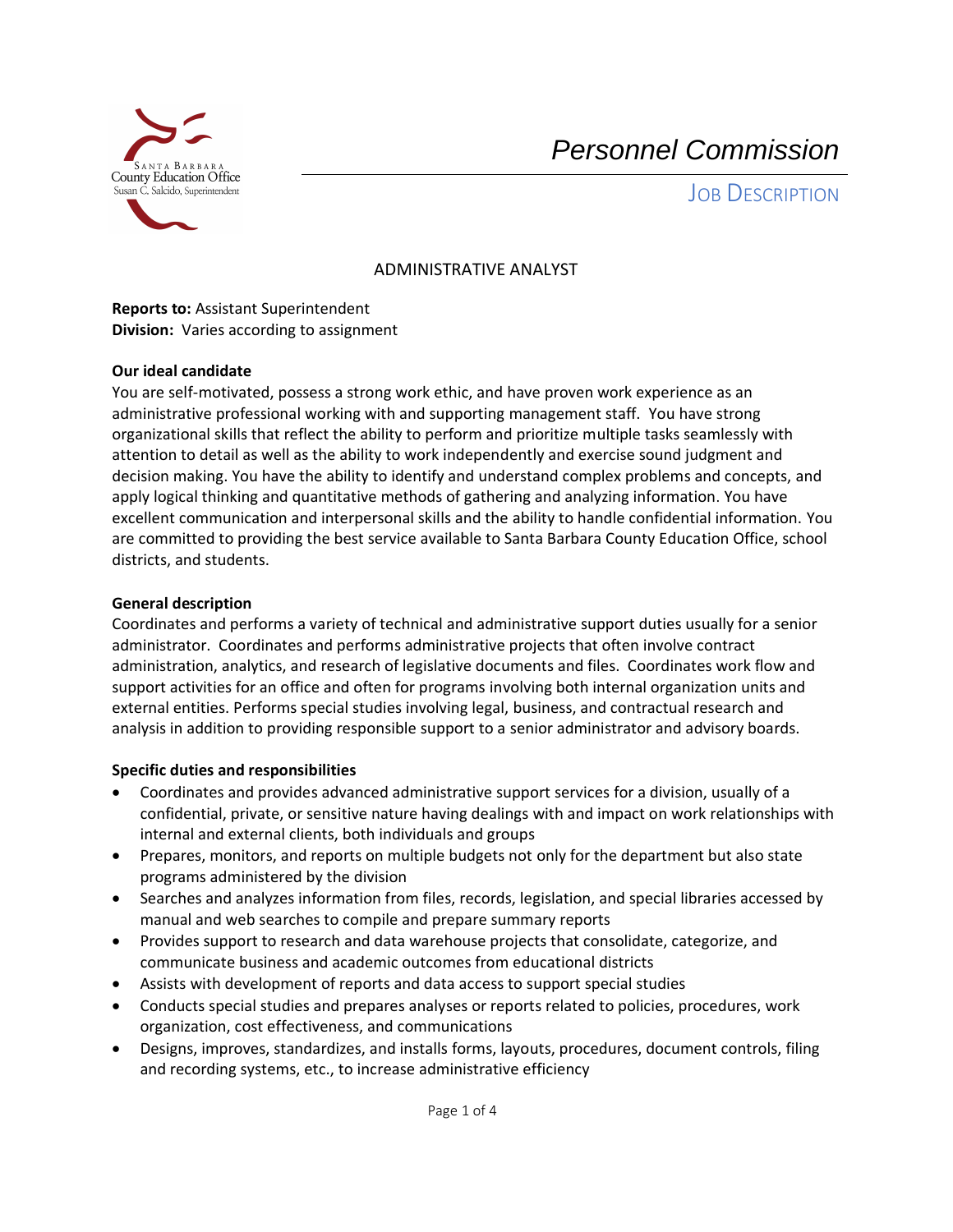Santa Barbara County Education Office
Susan C. Salcido, Superintendent

# *Personnel Commission*

## Job Description

### ADMINISTRATIVE ANALYST

**Reports to:** Assistant Superintendent
**Division:** Varies according to assignment

**Our ideal candidate**

You are self-motivated, possess a strong work ethic, and have proven work experience as an administrative professional working with and supporting management staff. You have strong organizational skills that reflect the ability to perform and prioritize multiple tasks seamlessly with attention to detail as well as the ability to work independently and exercise sound judgment and decision making. You have the ability to identify and understand complex problems and concepts, and apply logical thinking and quantitative methods of gathering and analyzing information. You have excellent communication and interpersonal skills and the ability to handle confidential information. You are committed to providing the best service available to Santa Barbara County Education Office, school districts, and students.

**General description**

Coordinates and performs a variety of technical and administrative support duties usually for a senior administrator. Coordinates and performs administrative projects that often involve contract administration, analytics, and research of legislative documents and files. Coordinates work flow and support activities for an office and often for programs involving both internal organization units and external entities. Performs special studies involving legal, business, and contractual research and analysis in addition to providing responsible support to a senior administrator and advisory boards.

**Specific duties and responsibilities**

- Coordinates and provides advanced administrative support services for a division, usually of a confidential, private, or sensitive nature having dealings with and impact on work relationships with internal and external clients, both individuals and groups
- Prepares, monitors, and reports on multiple budgets not only for the department but also state programs administered by the division
- Searches and analyzes information from files, records, legislation, and special libraries accessed by manual and web searches to compile and prepare summary reports
- Provides support to research and data warehouse projects that consolidate, categorize, and communicate business and academic outcomes from educational districts
- Assists with development of reports and data access to support special studies
- Conducts special studies and prepares analyses or reports related to policies, procedures, work organization, cost effectiveness, and communications
- Designs, improves, standardizes, and installs forms, layouts, procedures, document controls, filing and recording systems, etc., to increase administrative efficiency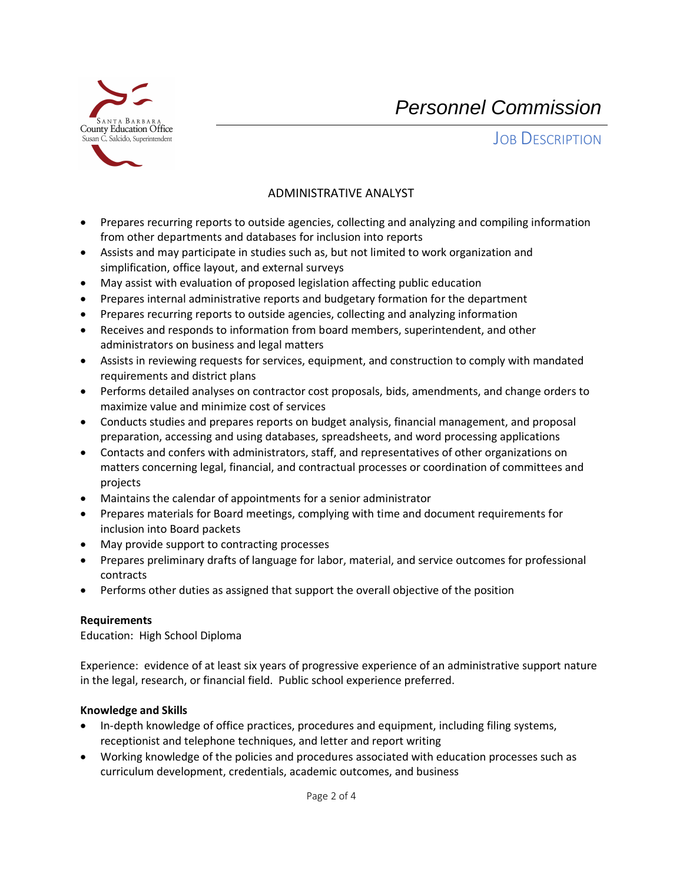# Personnel Commission

## JOB DESCRIPTION

### ADMINISTRATIVE ANALYST

- Prepares recurring reports to outside agencies, collecting and analyzing and compiling information from other departments and databases for inclusion into reports
- Assists and may participate in studies such as, but not limited to work organization and simplification, office layout, and external surveys
- May assist with evaluation of proposed legislation affecting public education
- Prepares internal administrative reports and budgetary formation for the department
- Prepares recurring reports to outside agencies, collecting and analyzing information
- Receives and responds to information from board members, superintendent, and other administrators on business and legal matters
- Assists in reviewing requests for services, equipment, and construction to comply with mandated requirements and district plans
- Performs detailed analyses on contractor cost proposals, bids, amendments, and change orders to maximize value and minimize cost of services
- Conducts studies and prepares reports on budget analysis, financial management, and proposal preparation, accessing and using databases, spreadsheets, and word processing applications
- Contacts and confers with administrators, staff, and representatives of other organizations on matters concerning legal, financial, and contractual processes or coordination of committees and projects
- Maintains the calendar of appointments for a senior administrator
- Prepares materials for Board meetings, complying with time and document requirements for inclusion into Board packets
- May provide support to contracting processes
- Prepares preliminary drafts of language for labor, material, and service outcomes for professional contracts
- Performs other duties as assigned that support the overall objective of the position

**Requirements**

Education: High School Diploma

Experience: evidence of at least six years of progressive experience of an administrative support nature in the legal, research, or financial field. Public school experience preferred.

**Knowledge and Skills**

- In-depth knowledge of office practices, procedures and equipment, including filing systems, receptionist and telephone techniques, and letter and report writing
- Working knowledge of the policies and procedures associated with education processes such as curriculum development, credentials, academic outcomes, and business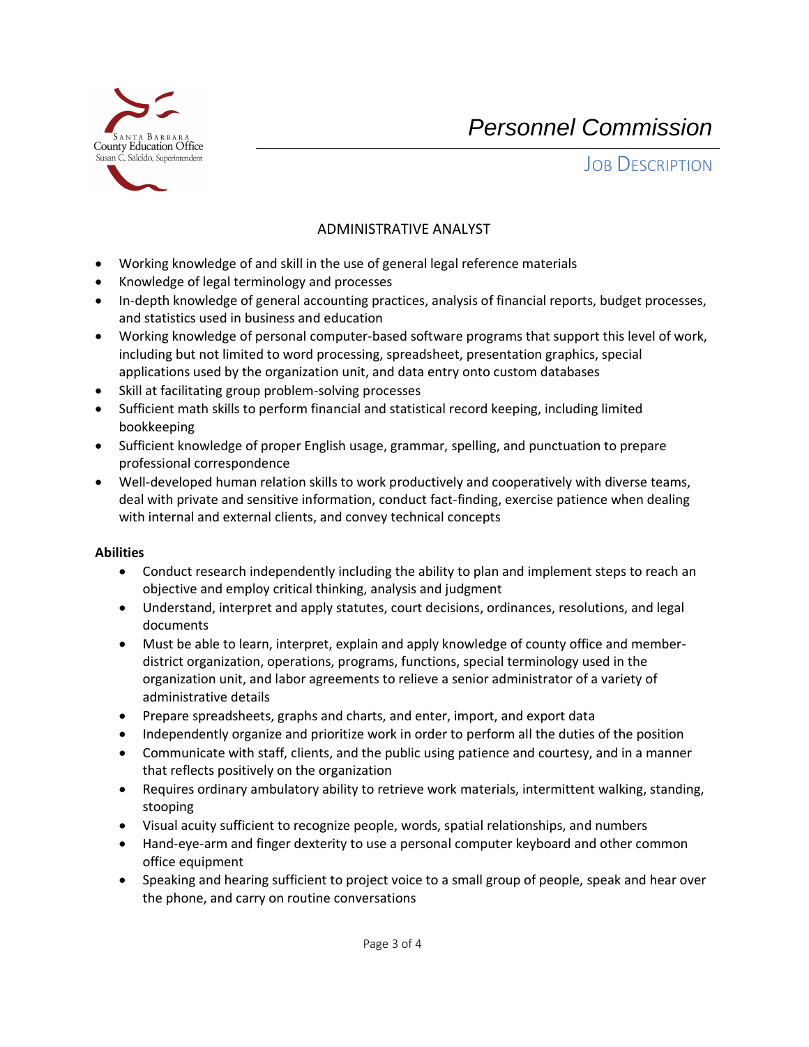ADMINISTRATIVE ANALYST

- Working knowledge of and skill in the use of general legal reference materials
- Knowledge of legal terminology and processes
- In-depth knowledge of general accounting practices, analysis of financial reports, budget processes, and statistics used in business and education
- Working knowledge of personal computer-based software programs that support this level of work, including but not limited to word processing, spreadsheet, presentation graphics, special applications used by the organization unit, and data entry onto custom databases
- Skill at facilitating group problem-solving processes
- Sufficient math skills to perform financial and statistical record keeping, including limited bookkeeping
- Sufficient knowledge of proper English usage, grammar, spelling, and punctuation to prepare professional correspondence
- Well-developed human relation skills to work productively and cooperatively with diverse teams, deal with private and sensitive information, conduct fact-finding, exercise patience when dealing with internal and external clients, and convey technical concepts

**Abilities**

- Conduct research independently including the ability to plan and implement steps to reach an objective and employ critical thinking, analysis and judgment
- Understand, interpret and apply statutes, court decisions, ordinances, resolutions, and legal documents
- Must be able to learn, interpret, explain and apply knowledge of county office and member-district organization, operations, programs, functions, special terminology used in the organization unit, and labor agreements to relieve a senior administrator of a variety of administrative details
- Prepare spreadsheets, graphs and charts, and enter, import, and export data
- Independently organize and prioritize work in order to perform all the duties of the position
- Communicate with staff, clients, and the public using patience and courtesy, and in a manner that reflects positively on the organization
- Requires ordinary ambulatory ability to retrieve work materials, intermittent walking, standing, stooping
- Visual acuity sufficient to recognize people, words, spatial relationships, and numbers
- Hand-eye-arm and finger dexterity to use a personal computer keyboard and other common office equipment
- Speaking and hearing sufficient to project voice to a small group of people, speak and hear over the phone, and carry on routine conversations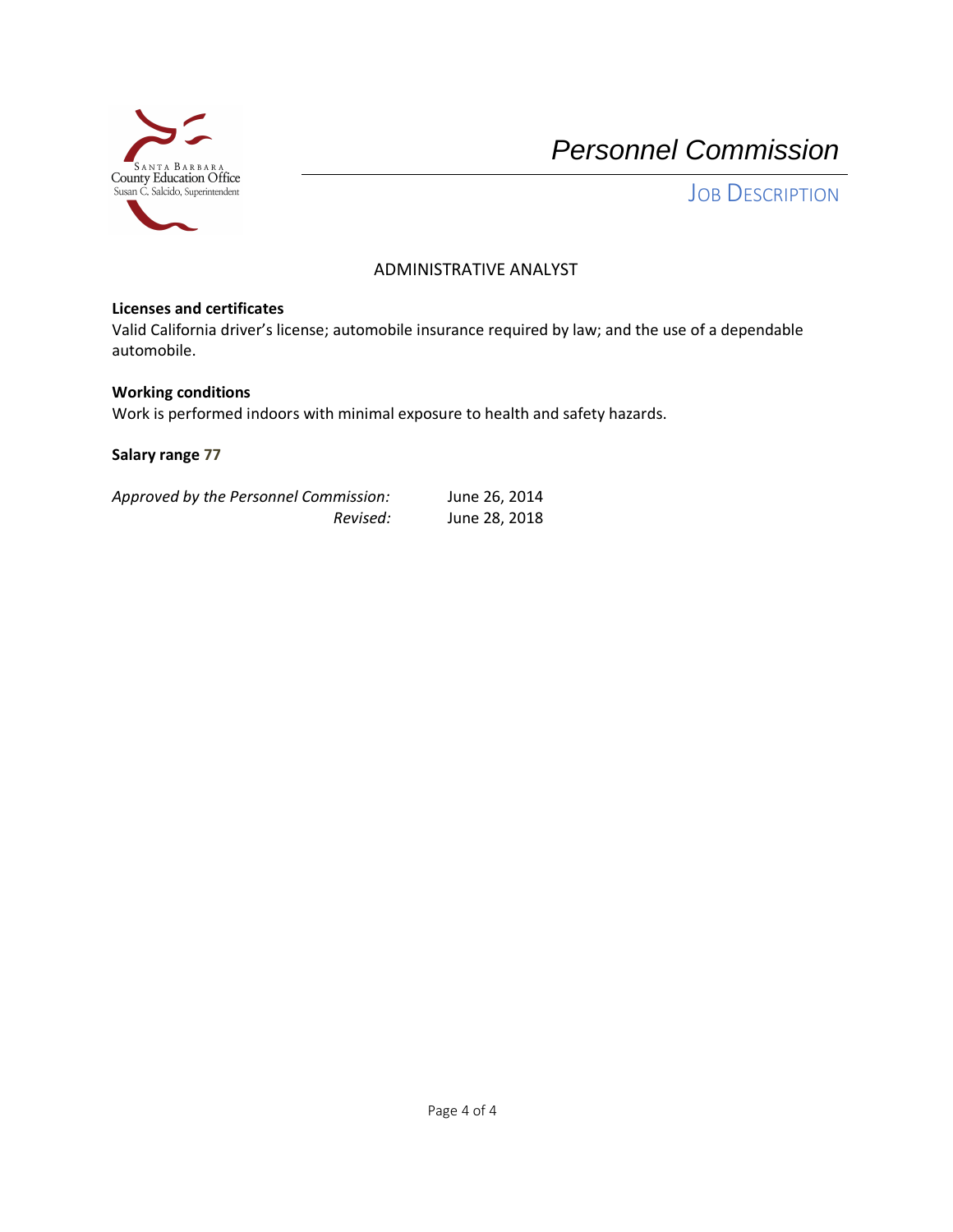# ADMINISTRATIVE ANALYST

**Licenses and certificates**

Valid California driver's license; automobile insurance required by law; and the use of a dependable automobile.

**Working conditions**

Work is performed indoors with minimal exposure to health and safety hazards.

**Salary range 77**

*Approved by the Personnel Commission:* June 26, 2014
*Revised:* June 28, 2018